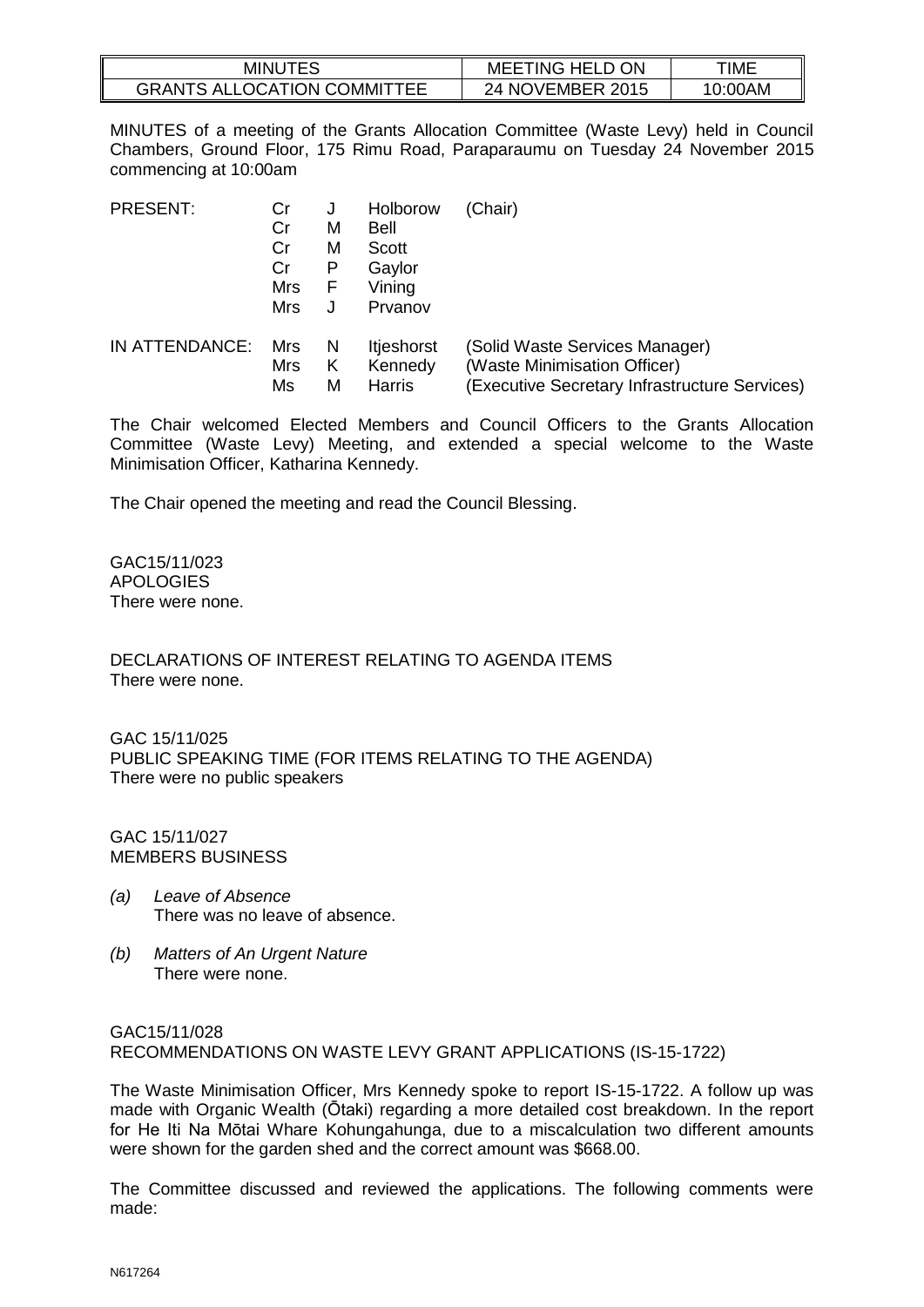| MINUTES | MEETING HELD ON | TIME |
|---|---|---|
| GRANTS ALLOCATION COMMITTEE | 24 NOVEMBER 2015 | 10:00AM |

MINUTES of a meeting of the Grants Allocation Committee (Waste Levy) held in Council Chambers, Ground Floor, 175 Rimu Road, Paraparaumu on Tuesday 24 November 2015 commencing at 10:00am

| PRESENT: | Cr | J | Holborow | (Chair) |
|---|---|---|---|---|
| | Cr | M | Bell | |
| | Cr | M | Scott | |
| | Cr | P | Gaylor | |
| | Mrs | F | Vining | |
| | Mrs | J | Prvanov | |
| IN ATTENDANCE: | Mrs | N | Itjeshorst | (Solid Waste Services Manager) |
| | Mrs | K | Kennedy | (Waste Minimisation Officer) |
| | Ms | M | Harris | (Executive Secretary Infrastructure Services) |

The Chair welcomed Elected Members and Council Officers to the Grants Allocation Committee (Waste Levy) Meeting, and extended a special welcome to the Waste Minimisation Officer, Katharina Kennedy.

The Chair opened the meeting and read the Council Blessing.

GAC15/11/023
APOLOGIES
There were none.

DECLARATIONS OF INTEREST RELATING TO AGENDA ITEMS
There were none.

GAC 15/11/025
PUBLIC SPEAKING TIME (FOR ITEMS RELATING TO THE AGENDA)
There were no public speakers

GAC 15/11/027
MEMBERS BUSINESS

*(a)* *Leave of Absence*
There was no leave of absence.

*(b)* *Matters of An Urgent Nature*
There were none.

GAC15/11/028
RECOMMENDATIONS ON WASTE LEVY GRANT APPLICATIONS (IS-15-1722)

The Waste Minimisation Officer, Mrs Kennedy spoke to report IS-15-1722. A follow up was made with Organic Wealth (Ōtaki) regarding a more detailed cost breakdown. In the report for He Iti Na Mōtai Whare Kohungahunga, due to a miscalculation two different amounts were shown for the garden shed and the correct amount was $668.00.

The Committee discussed and reviewed the applications. The following comments were made:

N617264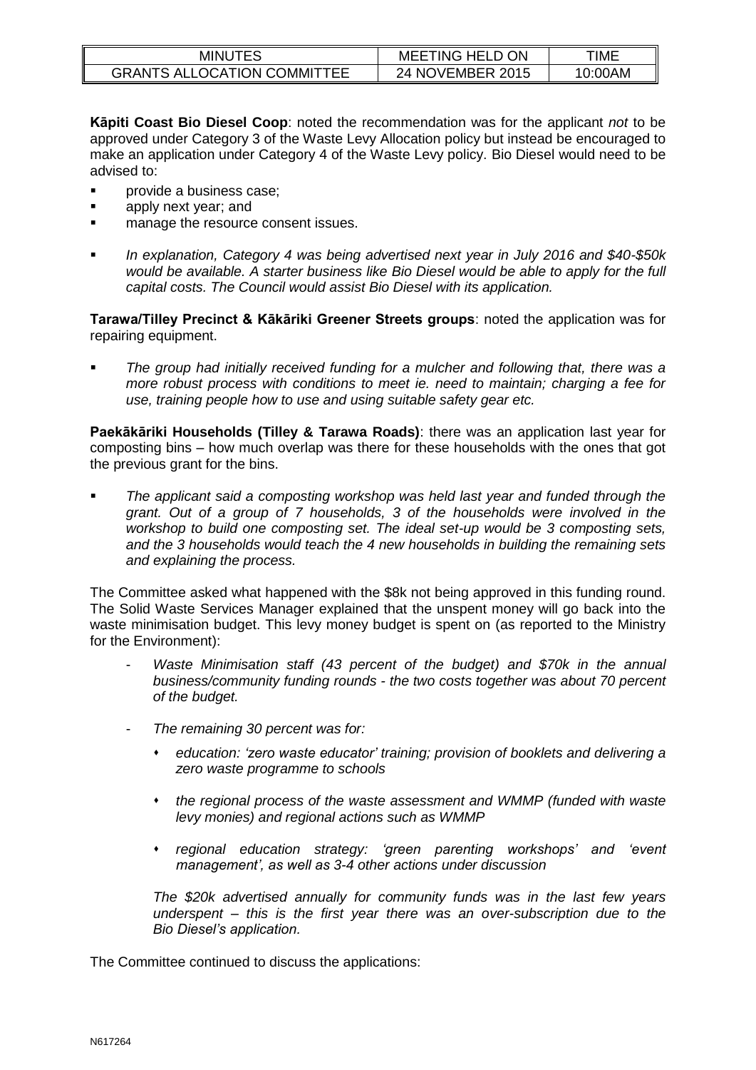**Kāpiti Coast Bio Diesel Coop**: noted the recommendation was for the applicant *not* to be approved under Category 3 of the Waste Levy Allocation policy but instead be encouraged to make an application under Category 4 of the Waste Levy policy. Bio Diesel would need to be advised to:

- provide a business case;
- apply next year; and
- manage the resource consent issues.

- *In explanation, Category 4 was being advertised next year in July 2016 and $40-$50k would be available. A starter business like Bio Diesel would be able to apply for the full capital costs. The Council would assist Bio Diesel with its application.*

**Tarawa/Tilley Precinct & Kākāriki Greener Streets groups**: noted the application was for repairing equipment.

- *The group had initially received funding for a mulcher and following that, there was a more robust process with conditions to meet ie. need to maintain; charging a fee for use, training people how to use and using suitable safety gear etc.*

**Paekākāriki Households (Tilley & Tarawa Roads)**: there was an application last year for composting bins – how much overlap was there for these households with the ones that got the previous grant for the bins.

- *The applicant said a composting workshop was held last year and funded through the grant. Out of a group of 7 households, 3 of the households were involved in the workshop to build one composting set. The ideal set-up would be 3 composting sets, and the 3 households would teach the 4 new households in building the remaining sets and explaining the process.*

The Committee asked what happened with the $8k not being approved in this funding round. The Solid Waste Services Manager explained that the unspent money will go back into the waste minimisation budget. This levy money budget is spent on (as reported to the Ministry for the Environment):

- *Waste Minimisation staff (43 percent of the budget) and $70k in the annual business/community funding rounds - the two costs together was about 70 percent of the budget.*
- *The remaining 30 percent was for:*
    - *education: 'zero waste educator' training; provision of booklets and delivering a zero waste programme to schools*
    - *the regional process of the waste assessment and WMMP (funded with waste levy monies) and regional actions such as WMMP*
    - *regional education strategy: 'green parenting workshops' and 'event management', as well as 3-4 other actions under discussion*

  *The $20k advertised annually for community funds was in the last few years underspent – this is the first year there was an over-subscription due to the Bio Diesel's application.*

The Committee continued to discuss the applications: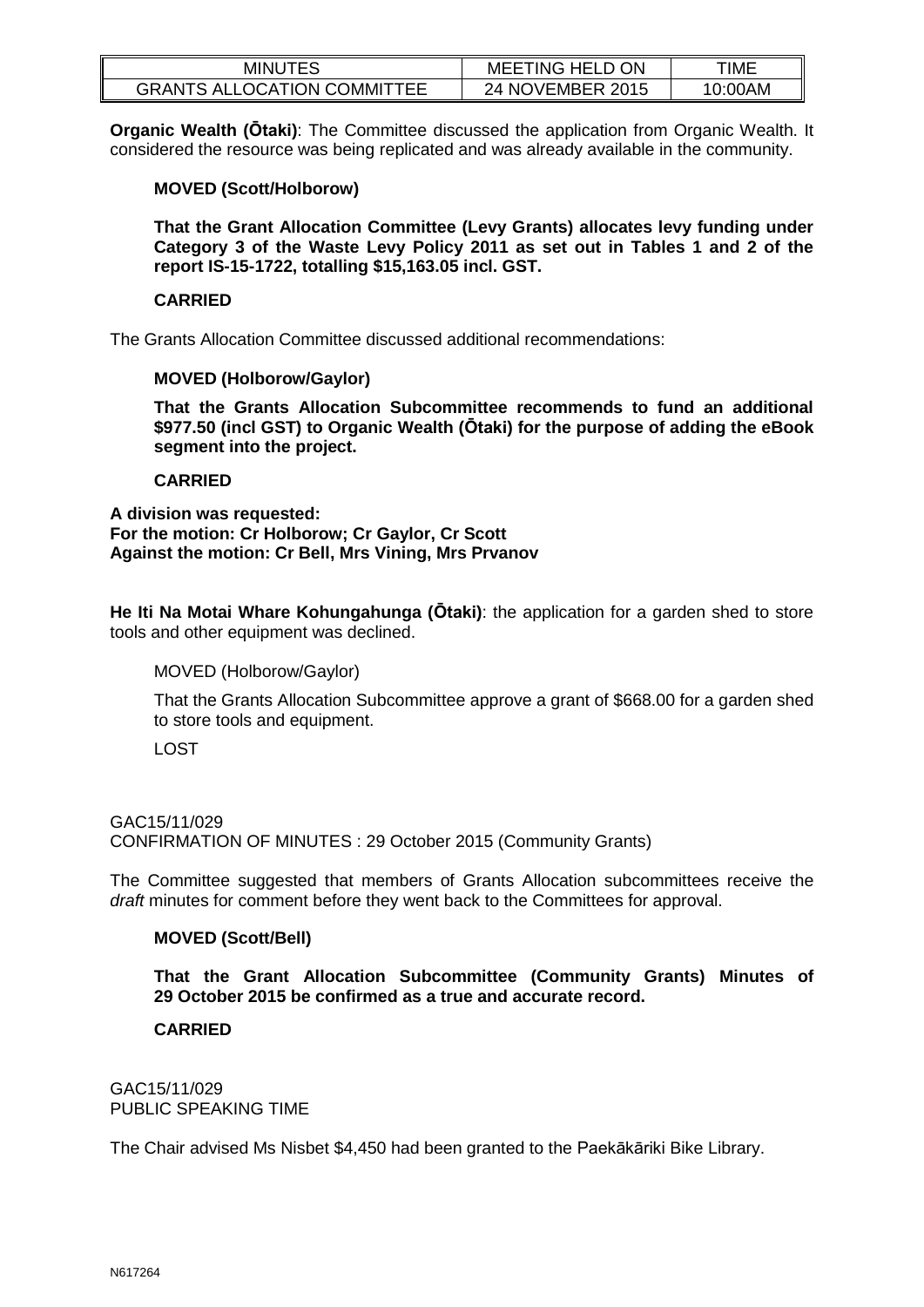**Organic Wealth (Ōtaki)**: The Committee discussed the application from Organic Wealth. It considered the resource was being replicated and was already available in the community.

**MOVED (Scott/Holborow)**

**That the Grant Allocation Committee (Levy Grants) allocates levy funding under Category 3 of the Waste Levy Policy 2011 as set out in Tables 1 and 2 of the report IS-15-1722, totalling $15,163.05 incl. GST.**

**CARRIED**

The Grants Allocation Committee discussed additional recommendations:

**MOVED (Holborow/Gaylor)**

**That the Grants Allocation Subcommittee recommends to fund an additional $977.50 (incl GST) to Organic Wealth (Ōtaki) for the purpose of adding the eBook segment into the project.**

**CARRIED**

**A division was requested:**
**For the motion: Cr Holborow; Cr Gaylor, Cr Scott**
**Against the motion: Cr Bell, Mrs Vining, Mrs Prvanov**

**He Iti Na Motai Whare Kohungahunga (Ōtaki)**: the application for a garden shed to store tools and other equipment was declined.

MOVED (Holborow/Gaylor)

That the Grants Allocation Subcommittee approve a grant of $668.00 for a garden shed to store tools and equipment.

LOST

GAC15/11/029
CONFIRMATION OF MINUTES : 29 October 2015 (Community Grants)

The Committee suggested that members of Grants Allocation subcommittees receive the *draft* minutes for comment before they went back to the Committees for approval.

**MOVED (Scott/Bell)**

**That the Grant Allocation Subcommittee (Community Grants) Minutes of 29 October 2015 be confirmed as a true and accurate record.**

**CARRIED**

GAC15/11/029
PUBLIC SPEAKING TIME

The Chair advised Ms Nisbet $4,450 had been granted to the Paekākāriki Bike Library.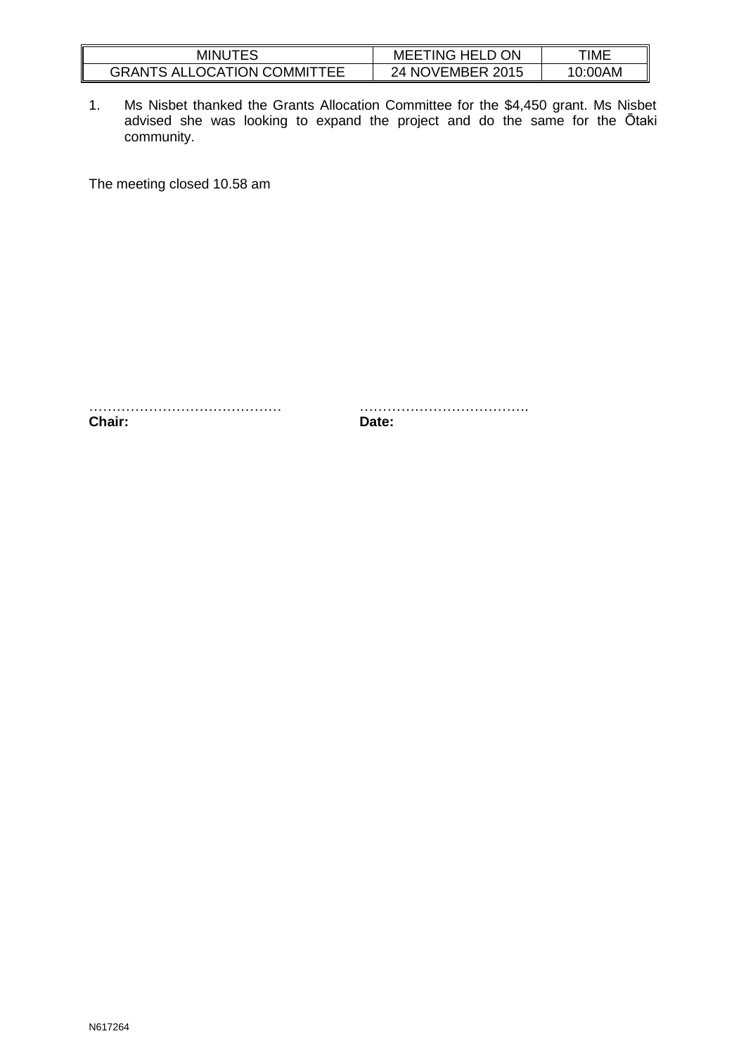1. Ms Nisbet thanked the Grants Allocation Committee for the $4,450 grant. Ms Nisbet advised she was looking to expand the project and do the same for the Ōtaki community.

The meeting closed 10.58 am

……………………………………  ……………………………….

**Chair:**  **Date:**